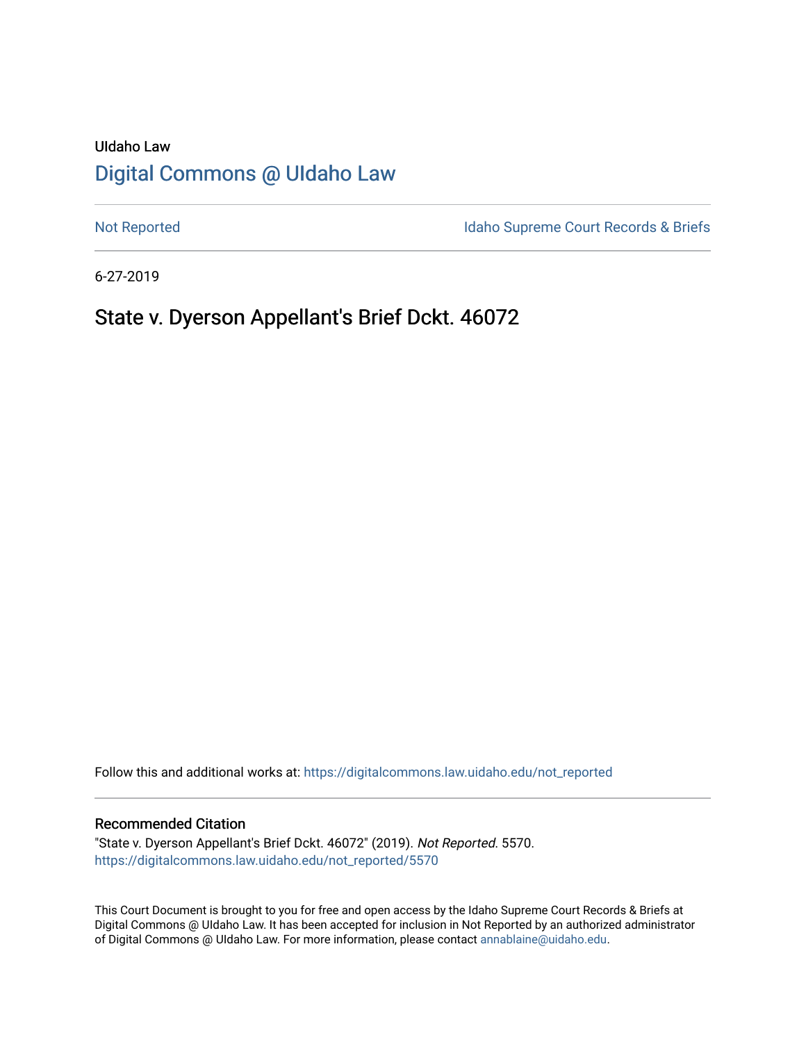UIdaho Law

# Digital Commons @ UIdaho Law

Not Reported | Idaho Supreme Court Records & Briefs

6-27-2019

## State v. Dyerson Appellant's Brief Dckt. 46072

Follow this and additional works at: https://digitalcommons.law.uidaho.edu/not_reported

### Recommended Citation

"State v. Dyerson Appellant's Brief Dckt. 46072" (2019). *Not Reported*. 5570.
https://digitalcommons.law.uidaho.edu/not_reported/5570

This Court Document is brought to you for free and open access by the Idaho Supreme Court Records & Briefs at Digital Commons @ UIdaho Law. It has been accepted for inclusion in Not Reported by an authorized administrator of Digital Commons @ UIdaho Law. For more information, please contact annablaine@uidaho.edu.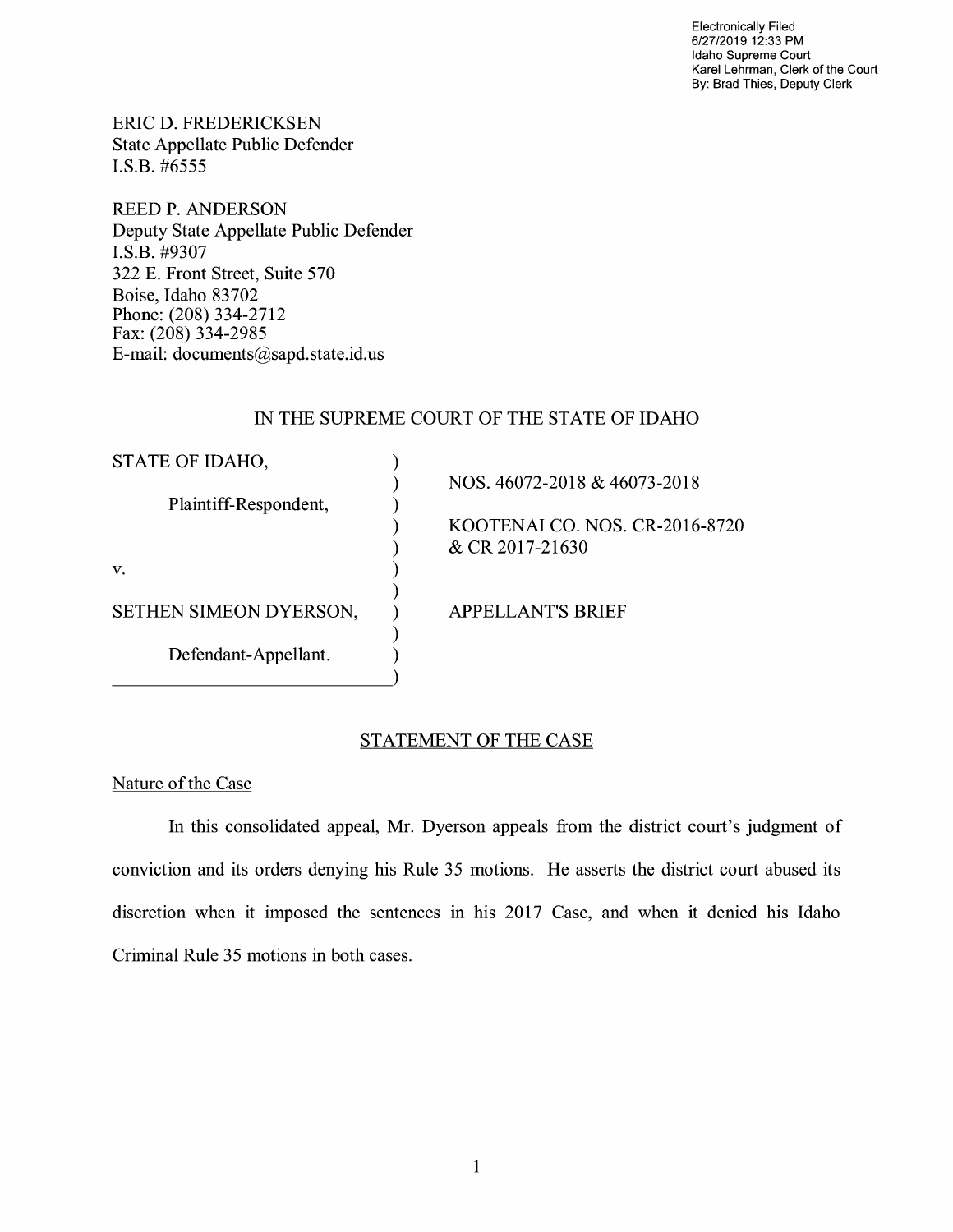Electronically Filed
6/27/2019 12:33 PM
Idaho Supreme Court
Karel Lehrman, Clerk of the Court
By: Brad Thies, Deputy Clerk

ERIC D. FREDERICKSEN
State Appellate Public Defender
I.S.B. #6555

REED P. ANDERSON
Deputy State Appellate Public Defender
I.S.B. #9307
322 E. Front Street, Suite 570
Boise, Idaho 83702
Phone: (208) 334-2712
Fax: (208) 334-2985
E-mail: documents@sapd.state.id.us

IN THE SUPREME COURT OF THE STATE OF IDAHO

| | | |
|---|---|---|
| STATE OF IDAHO, | ) | NOS. 46072-2018 & 46073-2018 |
| Plaintiff-Respondent, | ) | |
| | ) | KOOTENAI CO. NOS. CR-2016-8720 & CR 2017-21630 |
| v. | ) | |
| SETHEN SIMEON DYERSON, | ) | APPELLANT'S BRIEF |
| Defendant-Appellant. | ) | |

## STATEMENT OF THE CASE

### Nature of the Case

In this consolidated appeal, Mr. Dyerson appeals from the district court's judgment of conviction and its orders denying his Rule 35 motions. He asserts the district court abused its discretion when it imposed the sentences in his 2017 Case, and when it denied his Idaho Criminal Rule 35 motions in both cases.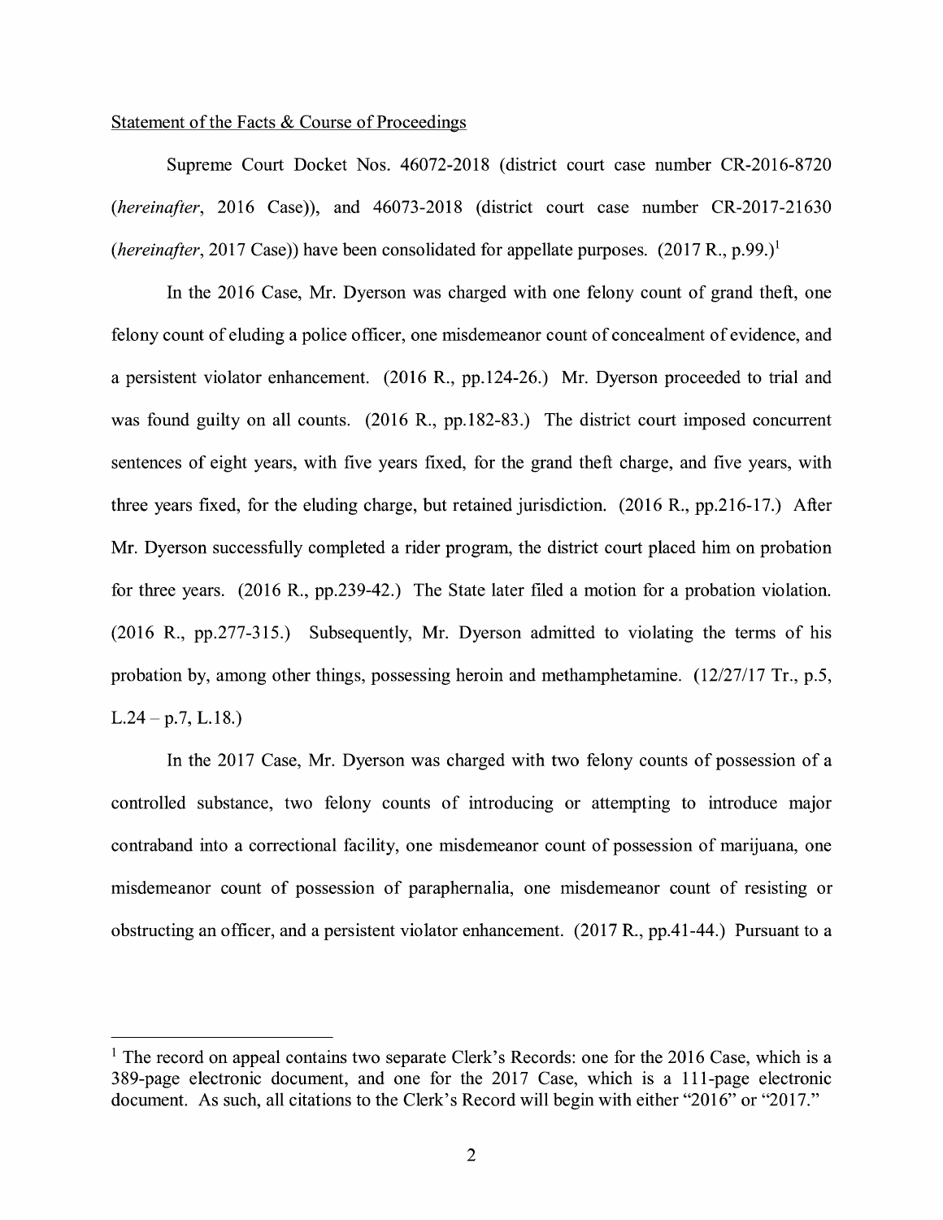Statement of the Facts & Course of Proceedings

Supreme Court Docket Nos. 46072-2018 (district court case number CR-2016-8720 (*hereinafter*, 2016 Case)), and 46073-2018 (district court case number CR-2017-21630 (*hereinafter*, 2017 Case)) have been consolidated for appellate purposes. (2017 R., p.99.)[1]

In the 2016 Case, Mr. Dyerson was charged with one felony count of grand theft, one felony count of eluding a police officer, one misdemeanor count of concealment of evidence, and a persistent violator enhancement. (2016 R., pp.124-26.) Mr. Dyerson proceeded to trial and was found guilty on all counts. (2016 R., pp.182-83.) The district court imposed concurrent sentences of eight years, with five years fixed, for the grand theft charge, and five years, with three years fixed, for the eluding charge, but retained jurisdiction. (2016 R., pp.216-17.) After Mr. Dyerson successfully completed a rider program, the district court placed him on probation for three years. (2016 R., pp.239-42.) The State later filed a motion for a probation violation. (2016 R., pp.277-315.) Subsequently, Mr. Dyerson admitted to violating the terms of his probation by, among other things, possessing heroin and methamphetamine. (12/27/17 Tr., p.5, L.24 – p.7, L.18.)

In the 2017 Case, Mr. Dyerson was charged with two felony counts of possession of a controlled substance, two felony counts of introducing or attempting to introduce major contraband into a correctional facility, one misdemeanor count of possession of marijuana, one misdemeanor count of possession of paraphernalia, one misdemeanor count of resisting or obstructing an officer, and a persistent violator enhancement. (2017 R., pp.41-44.) Pursuant to a

[1] The record on appeal contains two separate Clerk's Records: one for the 2016 Case, which is a 389-page electronic document, and one for the 2017 Case, which is a 111-page electronic document. As such, all citations to the Clerk's Record will begin with either "2016" or "2017."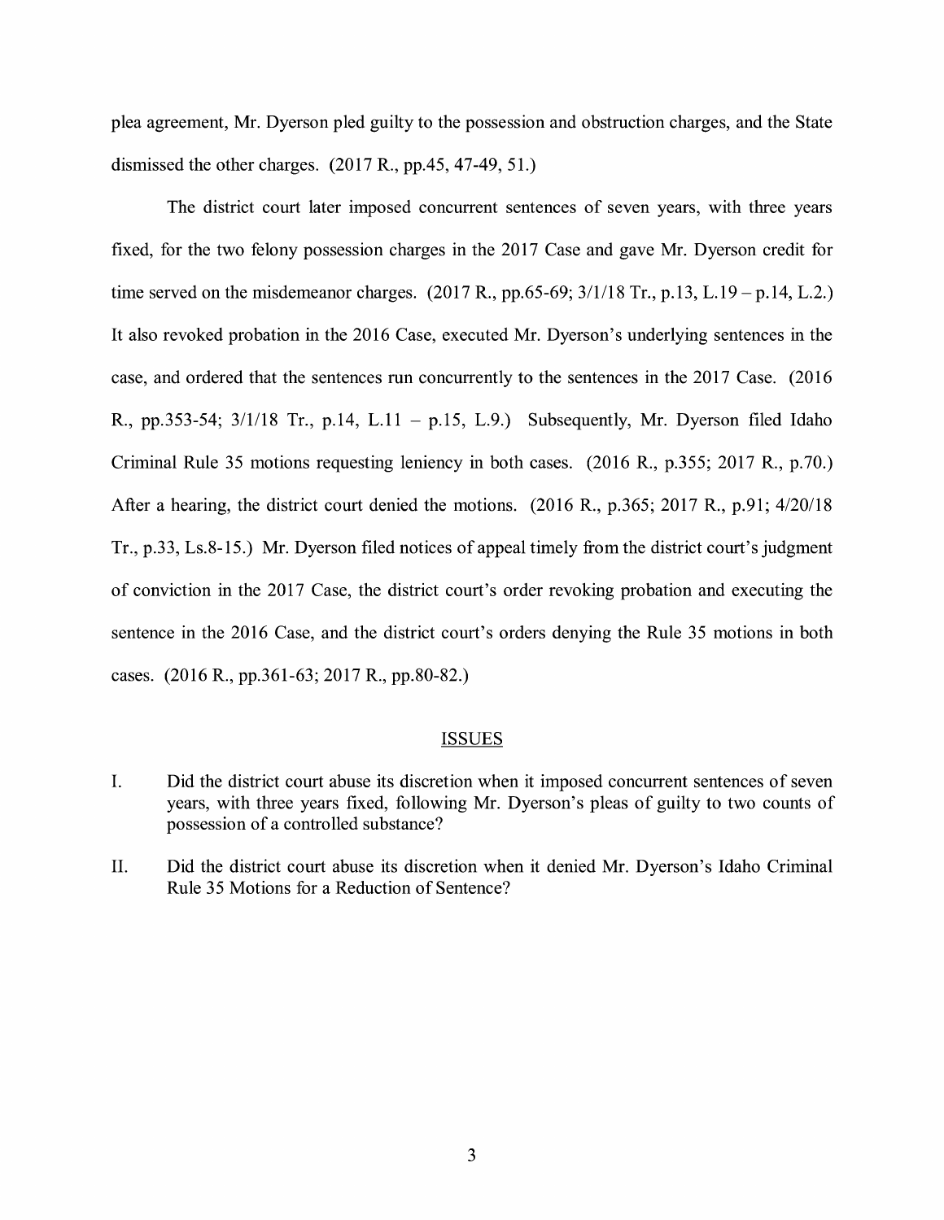plea agreement, Mr. Dyerson pled guilty to the possession and obstruction charges, and the State dismissed the other charges. (2017 R., pp.45, 47-49, 51.)

The district court later imposed concurrent sentences of seven years, with three years fixed, for the two felony possession charges in the 2017 Case and gave Mr. Dyerson credit for time served on the misdemeanor charges. (2017 R., pp.65-69; 3/1/18 Tr., p.13, L.19 – p.14, L.2.) It also revoked probation in the 2016 Case, executed Mr. Dyerson's underlying sentences in the case, and ordered that the sentences run concurrently to the sentences in the 2017 Case. (2016 R., pp.353-54; 3/1/18 Tr., p.14, L.11 – p.15, L.9.) Subsequently, Mr. Dyerson filed Idaho Criminal Rule 35 motions requesting leniency in both cases. (2016 R., p.355; 2017 R., p.70.) After a hearing, the district court denied the motions. (2016 R., p.365; 2017 R., p.91; 4/20/18 Tr., p.33, Ls.8-15.) Mr. Dyerson filed notices of appeal timely from the district court's judgment of conviction in the 2017 Case, the district court's order revoking probation and executing the sentence in the 2016 Case, and the district court's orders denying the Rule 35 motions in both cases. (2016 R., pp.361-63; 2017 R., pp.80-82.)

## ISSUES

I. Did the district court abuse its discretion when it imposed concurrent sentences of seven years, with three years fixed, following Mr. Dyerson's pleas of guilty to two counts of possession of a controlled substance?

II. Did the district court abuse its discretion when it denied Mr. Dyerson's Idaho Criminal Rule 35 Motions for a Reduction of Sentence?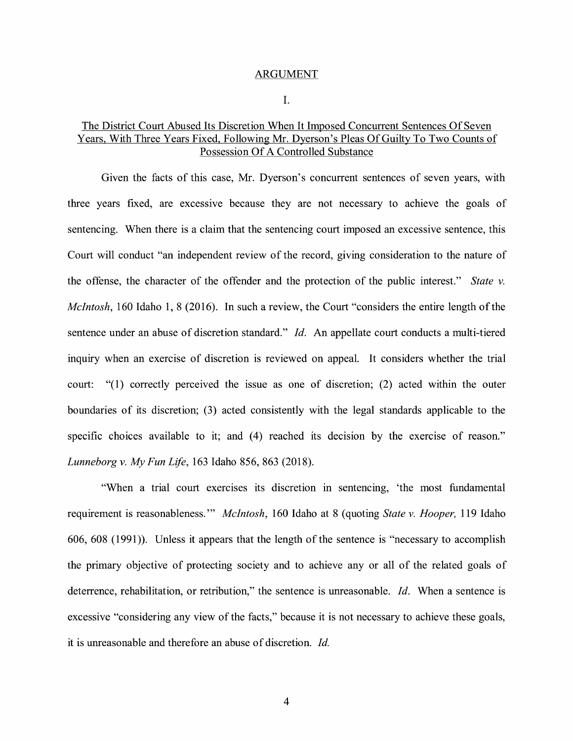## ARGUMENT

### I.

### The District Court Abused Its Discretion When It Imposed Concurrent Sentences Of Seven Years, With Three Years Fixed, Following Mr. Dyerson's Pleas Of Guilty To Two Counts of Possession Of A Controlled Substance

Given the facts of this case, Mr. Dyerson's concurrent sentences of seven years, with three years fixed, are excessive because they are not necessary to achieve the goals of sentencing. When there is a claim that the sentencing court imposed an excessive sentence, this Court will conduct "an independent review of the record, giving consideration to the nature of the offense, the character of the offender and the protection of the public interest." *State v. McIntosh*, 160 Idaho 1, 8 (2016). In such a review, the Court "considers the entire length of the sentence under an abuse of discretion standard." *Id.* An appellate court conducts a multi-tiered inquiry when an exercise of discretion is reviewed on appeal. It considers whether the trial court: "(1) correctly perceived the issue as one of discretion; (2) acted within the outer boundaries of its discretion; (3) acted consistently with the legal standards applicable to the specific choices available to it; and (4) reached its decision by the exercise of reason." *Lunneborg v. My Fun Life*, 163 Idaho 856, 863 (2018).

"When a trial court exercises its discretion in sentencing, 'the most fundamental requirement is reasonableness.'" *McIntosh*, 160 Idaho at 8 (quoting *State v. Hooper,* 119 Idaho 606, 608 (1991)). Unless it appears that the length of the sentence is "necessary to accomplish the primary objective of protecting society and to achieve any or all of the related goals of deterrence, rehabilitation, or retribution," the sentence is unreasonable. *Id*. When a sentence is excessive "considering any view of the facts," because it is not necessary to achieve these goals, it is unreasonable and therefore an abuse of discretion. *Id.*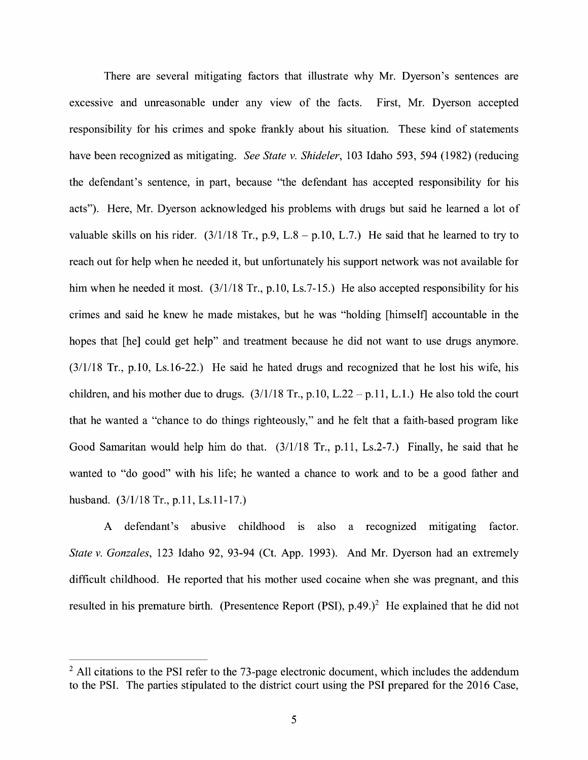There are several mitigating factors that illustrate why Mr. Dyerson's sentences are excessive and unreasonable under any view of the facts. First, Mr. Dyerson accepted responsibility for his crimes and spoke frankly about his situation. These kind of statements have been recognized as mitigating. *See State v. Shideler*, 103 Idaho 593, 594 (1982) (reducing the defendant's sentence, in part, because "the defendant has accepted responsibility for his acts"). Here, Mr. Dyerson acknowledged his problems with drugs but said he learned a lot of valuable skills on his rider. (3/1/18 Tr., p.9, L.8 – p.10, L.7.) He said that he learned to try to reach out for help when he needed it, but unfortunately his support network was not available for him when he needed it most. (3/1/18 Tr., p.10, Ls.7-15.) He also accepted responsibility for his crimes and said he knew he made mistakes, but he was "holding [himself] accountable in the hopes that [he] could get help" and treatment because he did not want to use drugs anymore. (3/1/18 Tr., p.10, Ls.16-22.) He said he hated drugs and recognized that he lost his wife, his children, and his mother due to drugs. (3/1/18 Tr., p.10, L.22 – p.11, L.1.) He also told the court that he wanted a "chance to do things righteously," and he felt that a faith-based program like Good Samaritan would help him do that. (3/1/18 Tr., p.11, Ls.2-7.) Finally, he said that he wanted to "do good" with his life; he wanted a chance to work and to be a good father and husband. (3/1/18 Tr., p.11, Ls.11-17.)

A defendant's abusive childhood is also a recognized mitigating factor. *State v. Gonzales*, 123 Idaho 92, 93-94 (Ct. App. 1993). And Mr. Dyerson had an extremely difficult childhood. He reported that his mother used cocaine when she was pregnant, and this resulted in his premature birth. (Presentence Report (PSI), p.49.)[2] He explained that he did not

---

[2] All citations to the PSI refer to the 73-page electronic document, which includes the addendum to the PSI. The parties stipulated to the district court using the PSI prepared for the 2016 Case,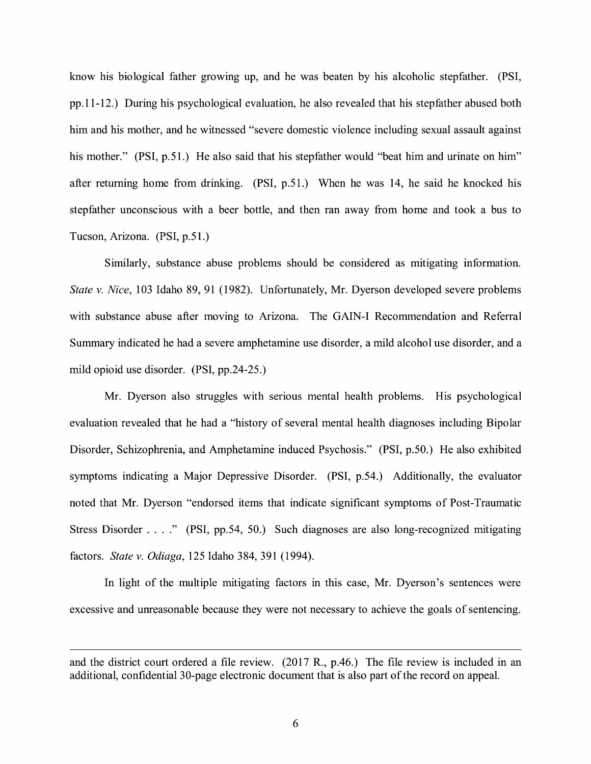know his biological father growing up, and he was beaten by his alcoholic stepfather. (PSI, pp.11-12.) During his psychological evaluation, he also revealed that his stepfather abused both him and his mother, and he witnessed "severe domestic violence including sexual assault against his mother." (PSI, p.51.) He also said that his stepfather would "beat him and urinate on him" after returning home from drinking. (PSI, p.51.) When he was 14, he said he knocked his stepfather unconscious with a beer bottle, and then ran away from home and took a bus to Tucson, Arizona. (PSI, p.51.)

Similarly, substance abuse problems should be considered as mitigating information. *State v. Nice*, 103 Idaho 89, 91 (1982). Unfortunately, Mr. Dyerson developed severe problems with substance abuse after moving to Arizona. The GAIN-I Recommendation and Referral Summary indicated he had a severe amphetamine use disorder, a mild alcohol use disorder, and a mild opioid use disorder. (PSI, pp.24-25.)

Mr. Dyerson also struggles with serious mental health problems. His psychological evaluation revealed that he had a "history of several mental health diagnoses including Bipolar Disorder, Schizophrenia, and Amphetamine induced Psychosis." (PSI, p.50.) He also exhibited symptoms indicating a Major Depressive Disorder. (PSI, p.54.) Additionally, the evaluator noted that Mr. Dyerson "endorsed items that indicate significant symptoms of Post-Traumatic Stress Disorder . . . ." (PSI, pp.54, 50.) Such diagnoses are also long-recognized mitigating factors. *State v. Odiaga*, 125 Idaho 384, 391 (1994).

In light of the multiple mitigating factors in this case, Mr. Dyerson's sentences were excessive and unreasonable because they were not necessary to achieve the goals of sentencing.

---

and the district court ordered a file review. (2017 R., p.46.) The file review is included in an additional, confidential 30-page electronic document that is also part of the record on appeal.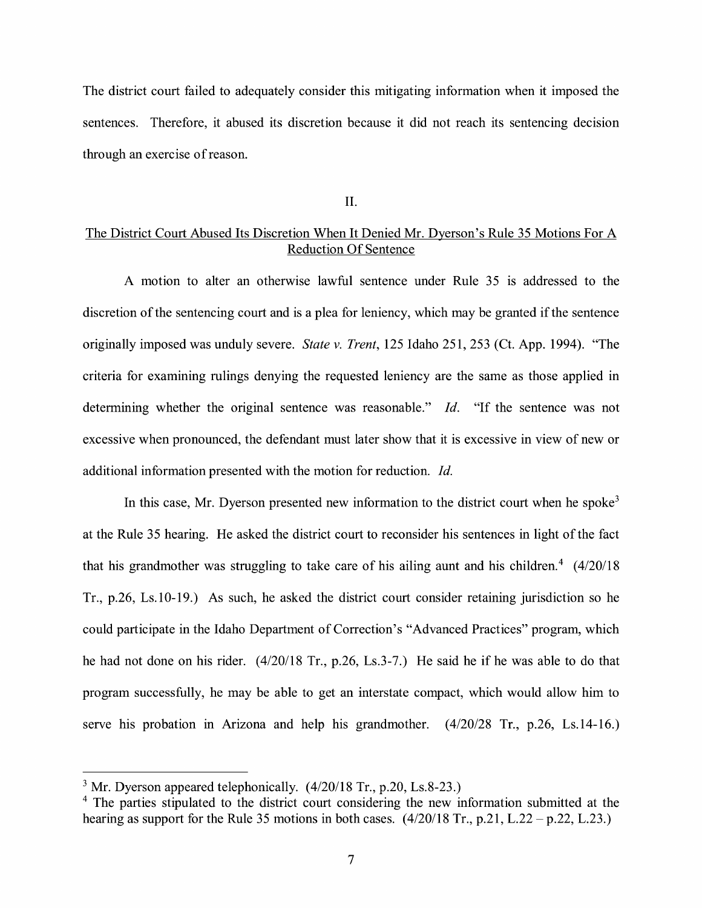The district court failed to adequately consider this mitigating information when it imposed the sentences. Therefore, it abused its discretion because it did not reach its sentencing decision through an exercise of reason.

## II.

### The District Court Abused Its Discretion When It Denied Mr. Dyerson's Rule 35 Motions For A Reduction Of Sentence

A motion to alter an otherwise lawful sentence under Rule 35 is addressed to the discretion of the sentencing court and is a plea for leniency, which may be granted if the sentence originally imposed was unduly severe. *State v. Trent*, 125 Idaho 251, 253 (Ct. App. 1994). "The criteria for examining rulings denying the requested leniency are the same as those applied in determining whether the original sentence was reasonable." *Id.* "If the sentence was not excessive when pronounced, the defendant must later show that it is excessive in view of new or additional information presented with the motion for reduction. *Id.*

In this case, Mr. Dyerson presented new information to the district court when he spoke[3] at the Rule 35 hearing. He asked the district court to reconsider his sentences in light of the fact that his grandmother was struggling to take care of his ailing aunt and his children.[4] (4/20/18 Tr., p.26, Ls.10-19.) As such, he asked the district court consider retaining jurisdiction so he could participate in the Idaho Department of Correction's "Advanced Practices" program, which he had not done on his rider. (4/20/18 Tr., p.26, Ls.3-7.) He said he if he was able to do that program successfully, he may be able to get an interstate compact, which would allow him to serve his probation in Arizona and help his grandmother. (4/20/28 Tr., p.26, Ls.14-16.)

---

[3] Mr. Dyerson appeared telephonically. (4/20/18 Tr., p.20, Ls.8-23.)

[4] The parties stipulated to the district court considering the new information submitted at the hearing as support for the Rule 35 motions in both cases. (4/20/18 Tr., p.21, L.22 – p.22, L.23.)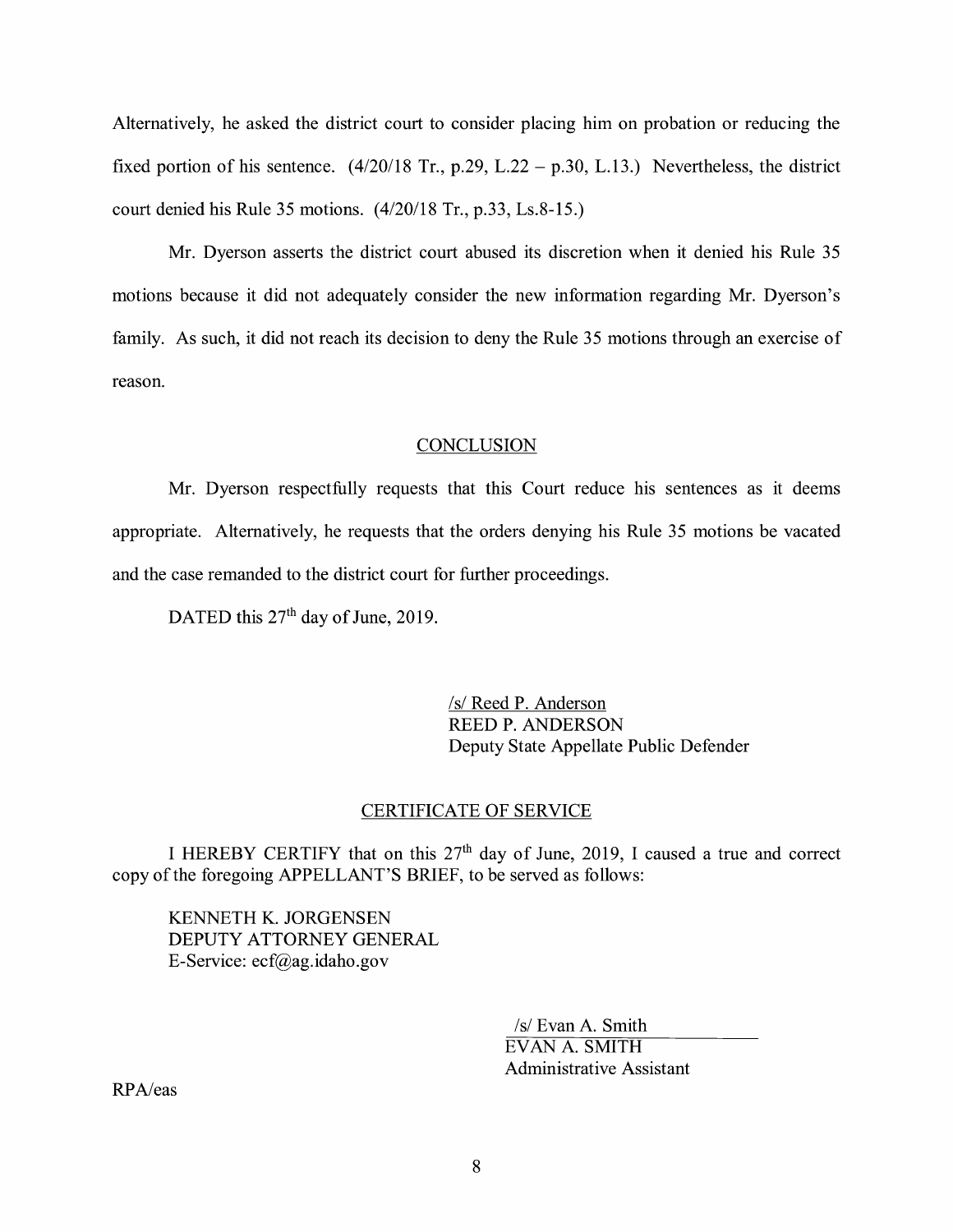Alternatively, he asked the district court to consider placing him on probation or reducing the fixed portion of his sentence. (4/20/18 Tr., p.29, L.22 – p.30, L.13.) Nevertheless, the district court denied his Rule 35 motions. (4/20/18 Tr., p.33, Ls.8-15.)

Mr. Dyerson asserts the district court abused its discretion when it denied his Rule 35 motions because it did not adequately consider the new information regarding Mr. Dyerson's family. As such, it did not reach its decision to deny the Rule 35 motions through an exercise of reason.

## CONCLUSION

Mr. Dyerson respectfully requests that this Court reduce his sentences as it deems appropriate. Alternatively, he requests that the orders denying his Rule 35 motions be vacated and the case remanded to the district court for further proceedings.

DATED this 27th day of June, 2019.

/s/ Reed P. Anderson
REED P. ANDERSON
Deputy State Appellate Public Defender

## CERTIFICATE OF SERVICE

I HEREBY CERTIFY that on this 27th day of June, 2019, I caused a true and correct copy of the foregoing APPELLANT'S BRIEF, to be served as follows:

KENNETH K. JORGENSEN
DEPUTY ATTORNEY GENERAL
E-Service: ecf@ag.idaho.gov

/s/ Evan A. Smith
EVAN A. SMITH
Administrative Assistant

RPA/eas